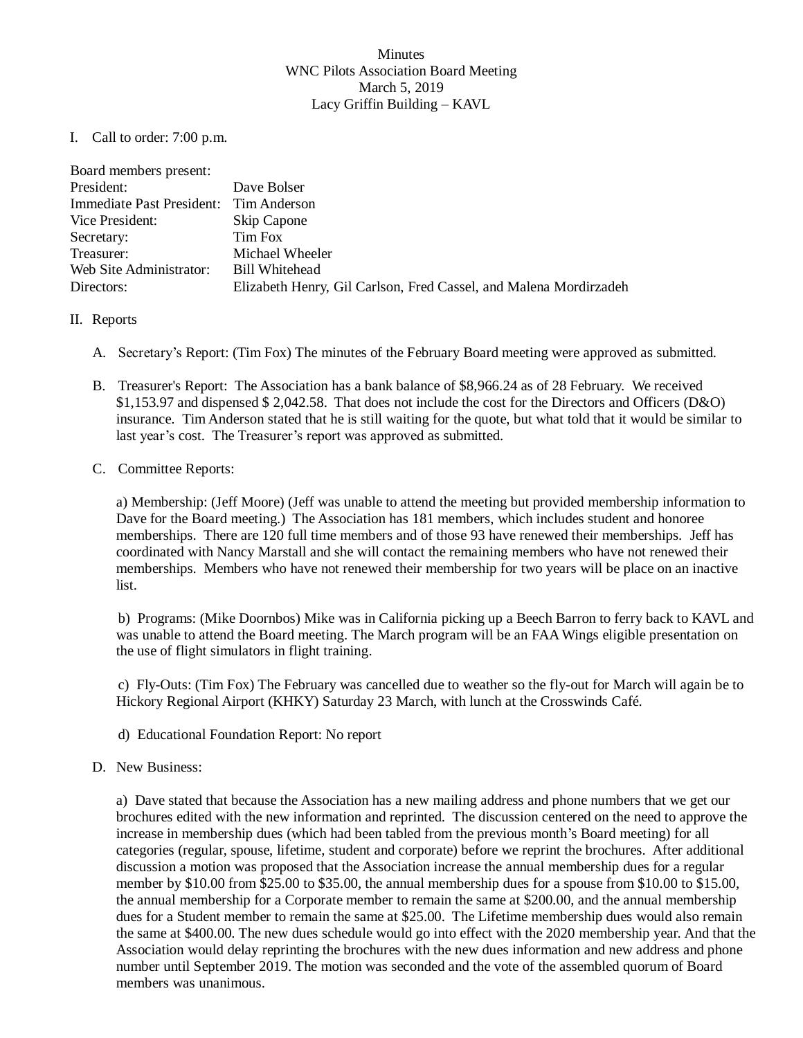Minutes
WNC Pilots Association Board Meeting
March 5, 2019
Lacy Griffin Building – KAVL

I. Call to order: 7:00 p.m.

Board members present:

| | |
|---|---|
| President: | Dave Bolser |
| Immediate Past President: | Tim Anderson |
| Vice President: | Skip Capone |
| Secretary: | Tim Fox |
| Treasurer: | Michael Wheeler |
| Web Site Administrator: | Bill Whitehead |
| Directors: | Elizabeth Henry, Gil Carlson, Fred Cassel, and Malena Mordirzadeh |

II. Reports

A. Secretary's Report: (Tim Fox) The minutes of the February Board meeting were approved as submitted.

B. Treasurer's Report: The Association has a bank balance of $8,966.24 as of 28 February. We received $1,153.97 and dispensed $ 2,042.58. That does not include the cost for the Directors and Officers (D&O) insurance. Tim Anderson stated that he is still waiting for the quote, but what told that it would be similar to last year's cost. The Treasurer's report was approved as submitted.

C. Committee Reports:

a) Membership: (Jeff Moore) (Jeff was unable to attend the meeting but provided membership information to Dave for the Board meeting.) The Association has 181 members, which includes student and honoree memberships. There are 120 full time members and of those 93 have renewed their memberships. Jeff has coordinated with Nancy Marstall and she will contact the remaining members who have not renewed their memberships. Members who have not renewed their membership for two years will be place on an inactive list.

b) Programs: (Mike Doornbos) Mike was in California picking up a Beech Barron to ferry back to KAVL and was unable to attend the Board meeting. The March program will be an FAA Wings eligible presentation on the use of flight simulators in flight training.

c) Fly-Outs: (Tim Fox) The February was cancelled due to weather so the fly-out for March will again be to Hickory Regional Airport (KHKY) Saturday 23 March, with lunch at the Crosswinds Café.

d) Educational Foundation Report: No report

D. New Business:

a) Dave stated that because the Association has a new mailing address and phone numbers that we get our brochures edited with the new information and reprinted. The discussion centered on the need to approve the increase in membership dues (which had been tabled from the previous month's Board meeting) for all categories (regular, spouse, lifetime, student and corporate) before we reprint the brochures. After additional discussion a motion was proposed that the Association increase the annual membership dues for a regular member by $10.00 from $25.00 to $35.00, the annual membership dues for a spouse from $10.00 to $15.00, the annual membership for a Corporate member to remain the same at $200.00, and the annual membership dues for a Student member to remain the same at $25.00. The Lifetime membership dues would also remain the same at $400.00. The new dues schedule would go into effect with the 2020 membership year. And that the Association would delay reprinting the brochures with the new dues information and new address and phone number until September 2019. The motion was seconded and the vote of the assembled quorum of Board members was unanimous.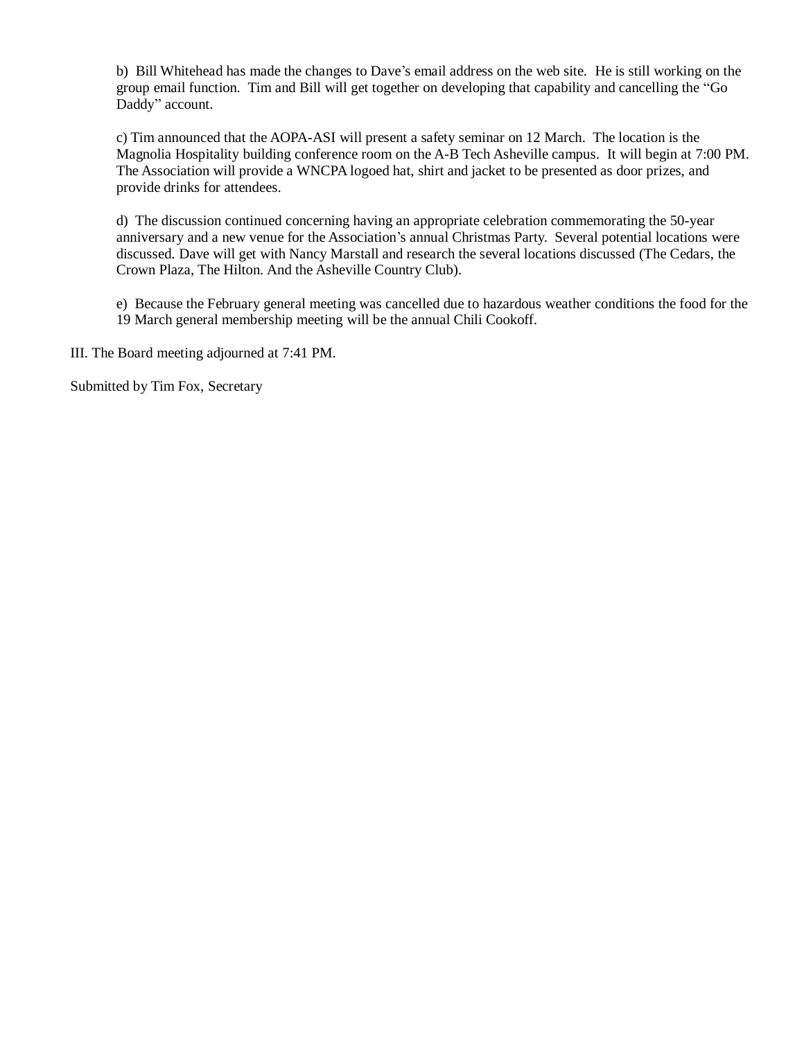b)  Bill Whitehead has made the changes to Dave's email address on the web site.  He is still working on the group email function.  Tim and Bill will get together on developing that capability and cancelling the "Go Daddy" account.

c) Tim announced that the AOPA-ASI will present a safety seminar on 12 March.  The location is the Magnolia Hospitality building conference room on the A-B Tech Asheville campus.  It will begin at 7:00 PM.  The Association will provide a WNCPA logoed hat, shirt and jacket to be presented as door prizes, and provide drinks for attendees.

d)  The discussion continued concerning having an appropriate celebration commemorating the 50-year anniversary and a new venue for the Association's annual Christmas Party.  Several potential locations were discussed. Dave will get with Nancy Marstall and research the several locations discussed (The Cedars, the Crown Plaza, The Hilton. And the Asheville Country Club).

e)  Because the February general meeting was cancelled due to hazardous weather conditions the food for the 19 March general membership meeting will be the annual Chili Cookoff.

III. The Board meeting adjourned at 7:41 PM.

Submitted by Tim Fox, Secretary